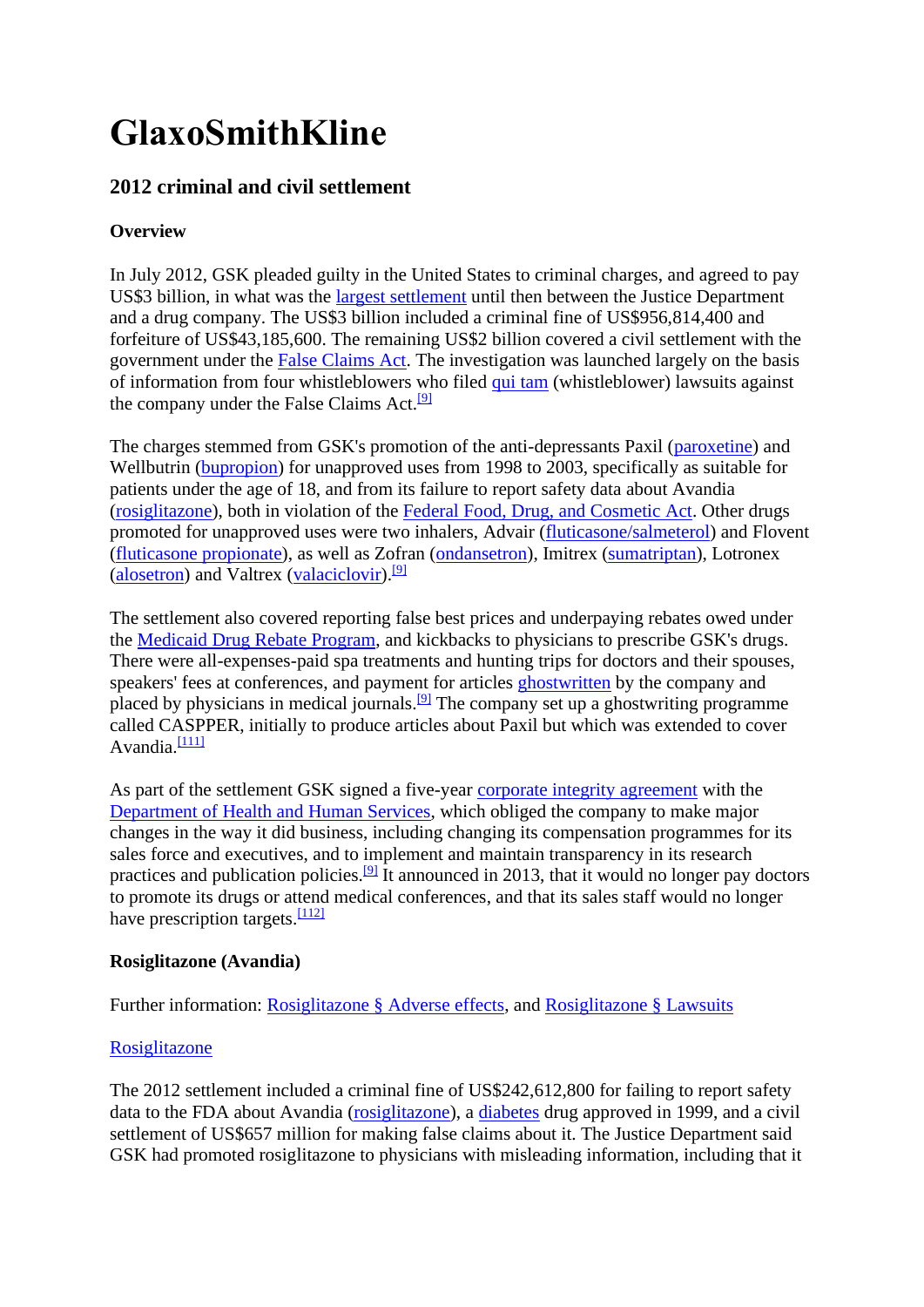# GlaxoSmithKline

## 2012 criminal and civil settlement

### Overview

In July 2012, GSK pleaded guilty in the United States to criminal charges, and agreed to pay US$3 billion, in what was the largest settlement until then between the Justice Department and a drug company. The US$3 billion included a criminal fine of US$956,814,400 and forfeiture of US$43,185,600. The remaining US$2 billion covered a civil settlement with the government under the False Claims Act. The investigation was launched largely on the basis of information from four whistleblowers who filed qui tam (whistleblower) lawsuits against the company under the False Claims Act.[9]

The charges stemmed from GSK's promotion of the anti-depressants Paxil (paroxetine) and Wellbutrin (bupropion) for unapproved uses from 1998 to 2003, specifically as suitable for patients under the age of 18, and from its failure to report safety data about Avandia (rosiglitazone), both in violation of the Federal Food, Drug, and Cosmetic Act. Other drugs promoted for unapproved uses were two inhalers, Advair (fluticasone/salmeterol) and Flovent (fluticasone propionate), as well as Zofran (ondansetron), Imitrex (sumatriptan), Lotronex (alosetron) and Valtrex (valaciclovir).[9]

The settlement also covered reporting false best prices and underpaying rebates owed under the Medicaid Drug Rebate Program, and kickbacks to physicians to prescribe GSK's drugs. There were all-expenses-paid spa treatments and hunting trips for doctors and their spouses, speakers' fees at conferences, and payment for articles ghostwritten by the company and placed by physicians in medical journals.[9] The company set up a ghostwriting programme called CASPPER, initially to produce articles about Paxil but which was extended to cover Avandia.[111]

As part of the settlement GSK signed a five-year corporate integrity agreement with the Department of Health and Human Services, which obliged the company to make major changes in the way it did business, including changing its compensation programmes for its sales force and executives, and to implement and maintain transparency in its research practices and publication policies.[9] It announced in 2013, that it would no longer pay doctors to promote its drugs or attend medical conferences, and that its sales staff would no longer have prescription targets.[112]

### Rosiglitazone (Avandia)

Further information: Rosiglitazone § Adverse effects, and Rosiglitazone § Lawsuits

Rosiglitazone

The 2012 settlement included a criminal fine of US$242,612,800 for failing to report safety data to the FDA about Avandia (rosiglitazone), a diabetes drug approved in 1999, and a civil settlement of US$657 million for making false claims about it. The Justice Department said GSK had promoted rosiglitazone to physicians with misleading information, including that it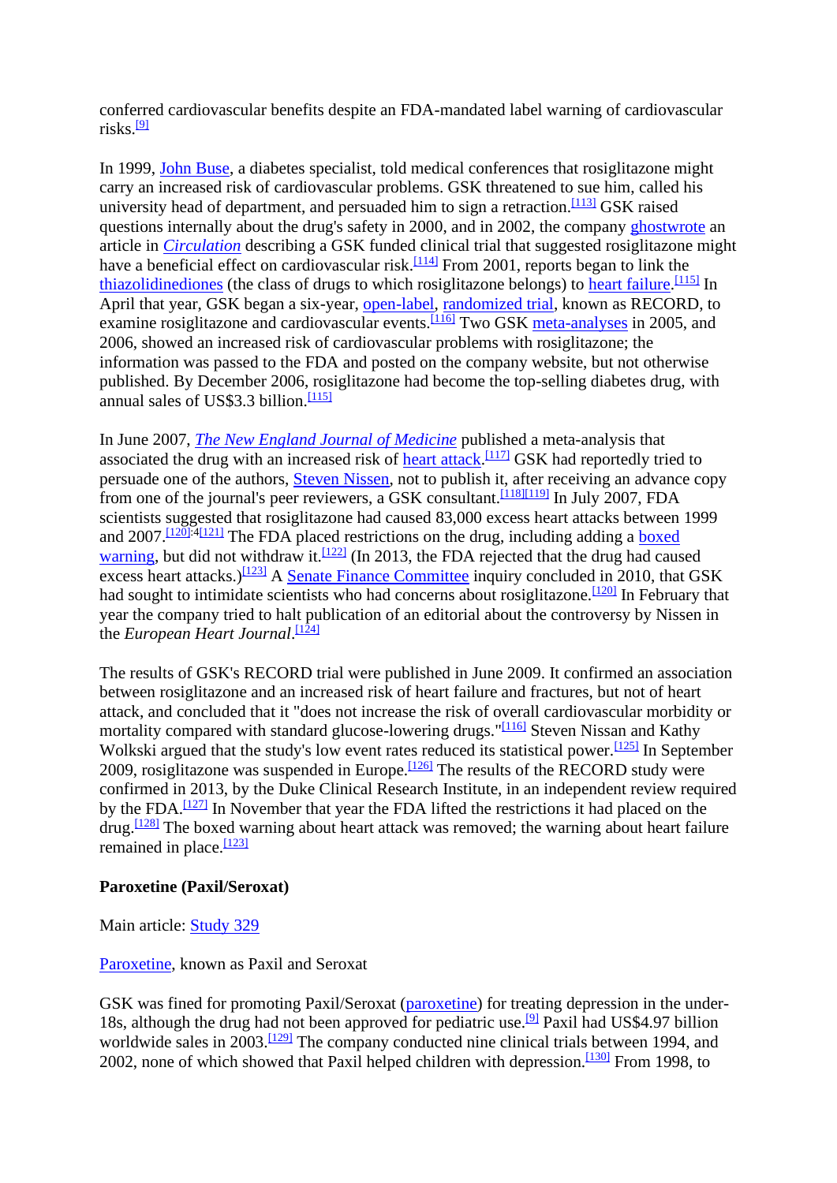conferred cardiovascular benefits despite an FDA-mandated label warning of cardiovascular risks.[9]

In 1999, John Buse, a diabetes specialist, told medical conferences that rosiglitazone might carry an increased risk of cardiovascular problems. GSK threatened to sue him, called his university head of department, and persuaded him to sign a retraction.[113] GSK raised questions internally about the drug's safety in 2000, and in 2002, the company ghostwrote an article in *Circulation* describing a GSK funded clinical trial that suggested rosiglitazone might have a beneficial effect on cardiovascular risk.[114] From 2001, reports began to link the thiazolidinediones (the class of drugs to which rosiglitazone belongs) to heart failure.[115] In April that year, GSK began a six-year, open-label, randomized trial, known as RECORD, to examine rosiglitazone and cardiovascular events.[116] Two GSK meta-analyses in 2005, and 2006, showed an increased risk of cardiovascular problems with rosiglitazone; the information was passed to the FDA and posted on the company website, but not otherwise published. By December 2006, rosiglitazone had become the top-selling diabetes drug, with annual sales of US$3.3 billion.[115]

In June 2007, *The New England Journal of Medicine* published a meta-analysis that associated the drug with an increased risk of heart attack.[117] GSK had reportedly tried to persuade one of the authors, Steven Nissen, not to publish it, after receiving an advance copy from one of the journal's peer reviewers, a GSK consultant.[118][119] In July 2007, FDA scientists suggested that rosiglitazone had caused 83,000 excess heart attacks between 1999 and 2007.[120]:4[121] The FDA placed restrictions on the drug, including adding a boxed warning, but did not withdraw it.[122] (In 2013, the FDA rejected that the drug had caused excess heart attacks.)[123] A Senate Finance Committee inquiry concluded in 2010, that GSK had sought to intimidate scientists who had concerns about rosiglitazone.[120] In February that year the company tried to halt publication of an editorial about the controversy by Nissen in the *European Heart Journal*.[124]

The results of GSK's RECORD trial were published in June 2009. It confirmed an association between rosiglitazone and an increased risk of heart failure and fractures, but not of heart attack, and concluded that it "does not increase the risk of overall cardiovascular morbidity or mortality compared with standard glucose-lowering drugs."[116] Steven Nissan and Kathy Wolkski argued that the study's low event rates reduced its statistical power.[125] In September 2009, rosiglitazone was suspended in Europe.[126] The results of the RECORD study were confirmed in 2013, by the Duke Clinical Research Institute, in an independent review required by the FDA.[127] In November that year the FDA lifted the restrictions it had placed on the drug.[128] The boxed warning about heart attack was removed; the warning about heart failure remained in place.[123]

**Paroxetine (Paxil/Seroxat)**

Main article: Study 329

Paroxetine, known as Paxil and Seroxat

GSK was fined for promoting Paxil/Seroxat (paroxetine) for treating depression in the under-18s, although the drug had not been approved for pediatric use.[9] Paxil had US$4.97 billion worldwide sales in 2003.[129] The company conducted nine clinical trials between 1994, and 2002, none of which showed that Paxil helped children with depression.[130] From 1998, to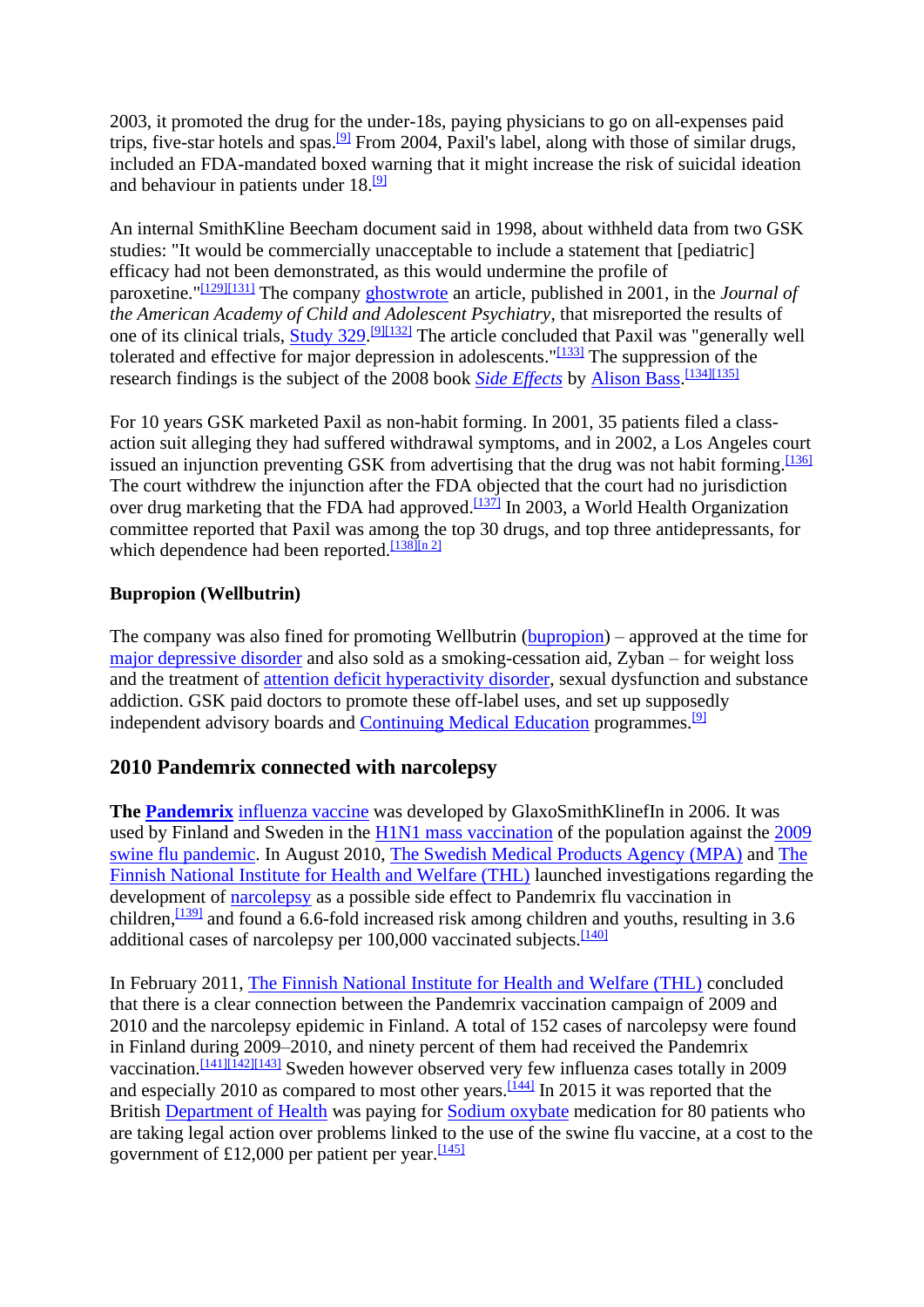2003, it promoted the drug for the under-18s, paying physicians to go on all-expenses paid trips, five-star hotels and spas.[9] From 2004, Paxil's label, along with those of similar drugs, included an FDA-mandated boxed warning that it might increase the risk of suicidal ideation and behaviour in patients under 18.[9]

An internal SmithKline Beecham document said in 1998, about withheld data from two GSK studies: "It would be commercially unacceptable to include a statement that [pediatric] efficacy had not been demonstrated, as this would undermine the profile of paroxetine."[129][131] The company ghostwrote an article, published in 2001, in the *Journal of the American Academy of Child and Adolescent Psychiatry*, that misreported the results of one of its clinical trials, Study 329.[9][132] The article concluded that Paxil was "generally well tolerated and effective for major depression in adolescents."[133] The suppression of the research findings is the subject of the 2008 book *Side Effects* by Alison Bass.[134][135]

For 10 years GSK marketed Paxil as non-habit forming. In 2001, 35 patients filed a class-action suit alleging they had suffered withdrawal symptoms, and in 2002, a Los Angeles court issued an injunction preventing GSK from advertising that the drug was not habit forming.[136] The court withdrew the injunction after the FDA objected that the court had no jurisdiction over drug marketing that the FDA had approved.[137] In 2003, a World Health Organization committee reported that Paxil was among the top 30 drugs, and top three antidepressants, for which dependence had been reported.[138][n 2]

### Bupropion (Wellbutrin)

The company was also fined for promoting Wellbutrin (bupropion) – approved at the time for major depressive disorder and also sold as a smoking-cessation aid, Zyban – for weight loss and the treatment of attention deficit hyperactivity disorder, sexual dysfunction and substance addiction. GSK paid doctors to promote these off-label uses, and set up supposedly independent advisory boards and Continuing Medical Education programmes.[9]

## 2010 Pandemrix connected with narcolepsy

**The Pandemrix** influenza vaccine was developed by GlaxoSmithKlinefIn in 2006. It was used by Finland and Sweden in the H1N1 mass vaccination of the population against the 2009 swine flu pandemic. In August 2010, The Swedish Medical Products Agency (MPA) and The Finnish National Institute for Health and Welfare (THL) launched investigations regarding the development of narcolepsy as a possible side effect to Pandemrix flu vaccination in children,[139] and found a 6.6-fold increased risk among children and youths, resulting in 3.6 additional cases of narcolepsy per 100,000 vaccinated subjects.[140]

In February 2011, The Finnish National Institute for Health and Welfare (THL) concluded that there is a clear connection between the Pandemrix vaccination campaign of 2009 and 2010 and the narcolepsy epidemic in Finland. A total of 152 cases of narcolepsy were found in Finland during 2009–2010, and ninety percent of them had received the Pandemrix vaccination.[141][142][143] Sweden however observed very few influenza cases totally in 2009 and especially 2010 as compared to most other years.[144] In 2015 it was reported that the British Department of Health was paying for Sodium oxybate medication for 80 patients who are taking legal action over problems linked to the use of the swine flu vaccine, at a cost to the government of £12,000 per patient per year.[145]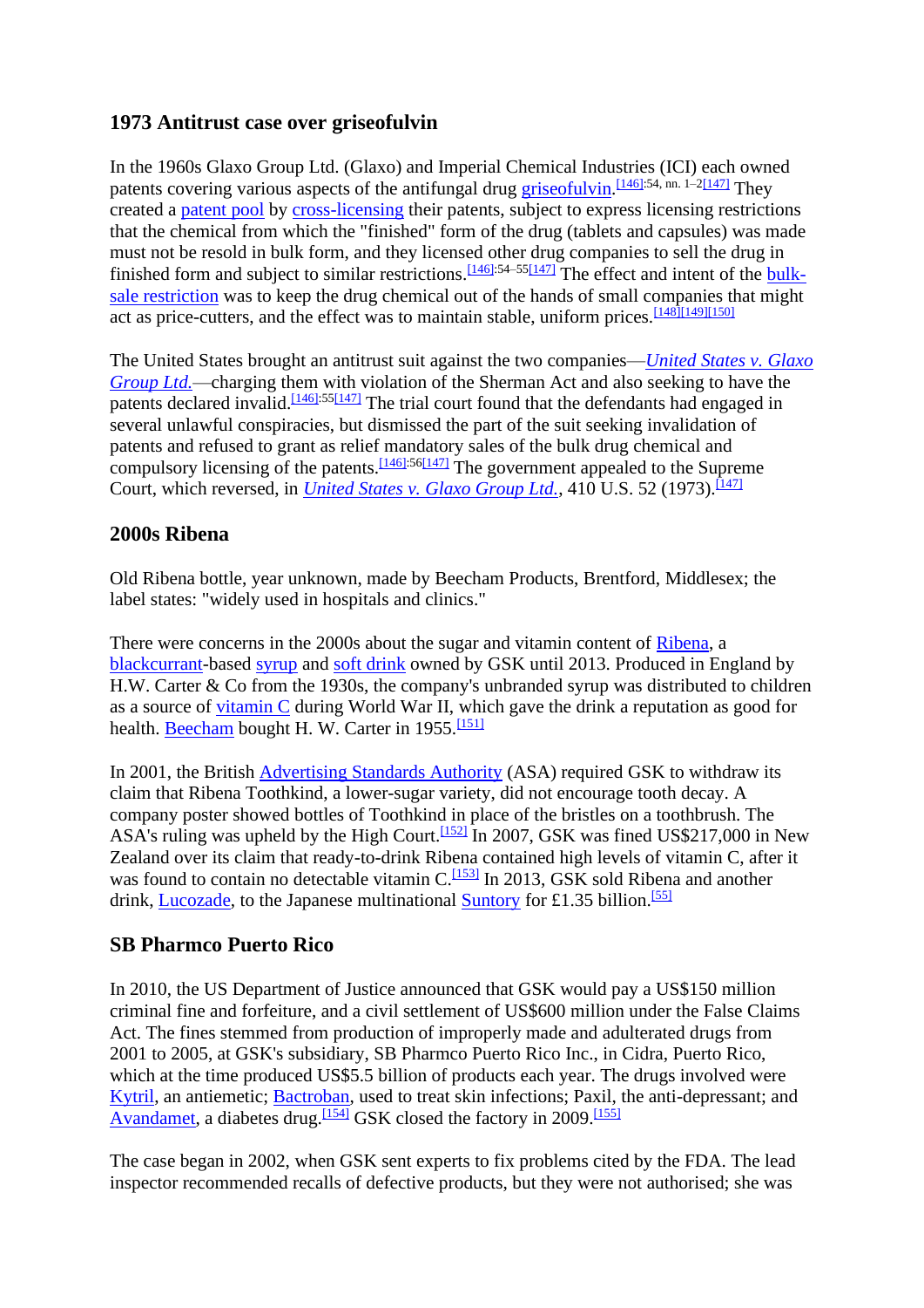## 1973 Antitrust case over griseofulvin

In the 1960s Glaxo Group Ltd. (Glaxo) and Imperial Chemical Industries (ICI) each owned patents covering various aspects of the antifungal drug griseofulvin.[146]:54, nn. 1–2[147] They created a patent pool by cross-licensing their patents, subject to express licensing restrictions that the chemical from which the "finished" form of the drug (tablets and capsules) was made must not be resold in bulk form, and they licensed other drug companies to sell the drug in finished form and subject to similar restrictions.[146]:54–55[147] The effect and intent of the bulk-sale restriction was to keep the drug chemical out of the hands of small companies that might act as price-cutters, and the effect was to maintain stable, uniform prices.[148][149][150]

The United States brought an antitrust suit against the two companies—*United States v. Glaxo Group Ltd.*—charging them with violation of the Sherman Act and also seeking to have the patents declared invalid.[146]:55[147] The trial court found that the defendants had engaged in several unlawful conspiracies, but dismissed the part of the suit seeking invalidation of patents and refused to grant as relief mandatory sales of the bulk drug chemical and compulsory licensing of the patents.[146]:56[147] The government appealed to the Supreme Court, which reversed, in *United States v. Glaxo Group Ltd.*, 410 U.S. 52 (1973).[147]

## 2000s Ribena

Old Ribena bottle, year unknown, made by Beecham Products, Brentford, Middlesex; the label states: "widely used in hospitals and clinics."

There were concerns in the 2000s about the sugar and vitamin content of Ribena, a blackcurrant-based syrup and soft drink owned by GSK until 2013. Produced in England by H.W. Carter & Co from the 1930s, the company's unbranded syrup was distributed to children as a source of vitamin C during World War II, which gave the drink a reputation as good for health. Beecham bought H. W. Carter in 1955.[151]

In 2001, the British Advertising Standards Authority (ASA) required GSK to withdraw its claim that Ribena Toothkind, a lower-sugar variety, did not encourage tooth decay. A company poster showed bottles of Toothkind in place of the bristles on a toothbrush. The ASA's ruling was upheld by the High Court.[152] In 2007, GSK was fined US$217,000 in New Zealand over its claim that ready-to-drink Ribena contained high levels of vitamin C, after it was found to contain no detectable vitamin C.[153] In 2013, GSK sold Ribena and another drink, Lucozade, to the Japanese multinational Suntory for £1.35 billion.[55]

## SB Pharmco Puerto Rico

In 2010, the US Department of Justice announced that GSK would pay a US$150 million criminal fine and forfeiture, and a civil settlement of US$600 million under the False Claims Act. The fines stemmed from production of improperly made and adulterated drugs from 2001 to 2005, at GSK's subsidiary, SB Pharmco Puerto Rico Inc., in Cidra, Puerto Rico, which at the time produced US$5.5 billion of products each year. The drugs involved were Kytril, an antiemetic; Bactroban, used to treat skin infections; Paxil, the anti-depressant; and Avandamet, a diabetes drug.[154] GSK closed the factory in 2009.[155]

The case began in 2002, when GSK sent experts to fix problems cited by the FDA. The lead inspector recommended recalls of defective products, but they were not authorised; she was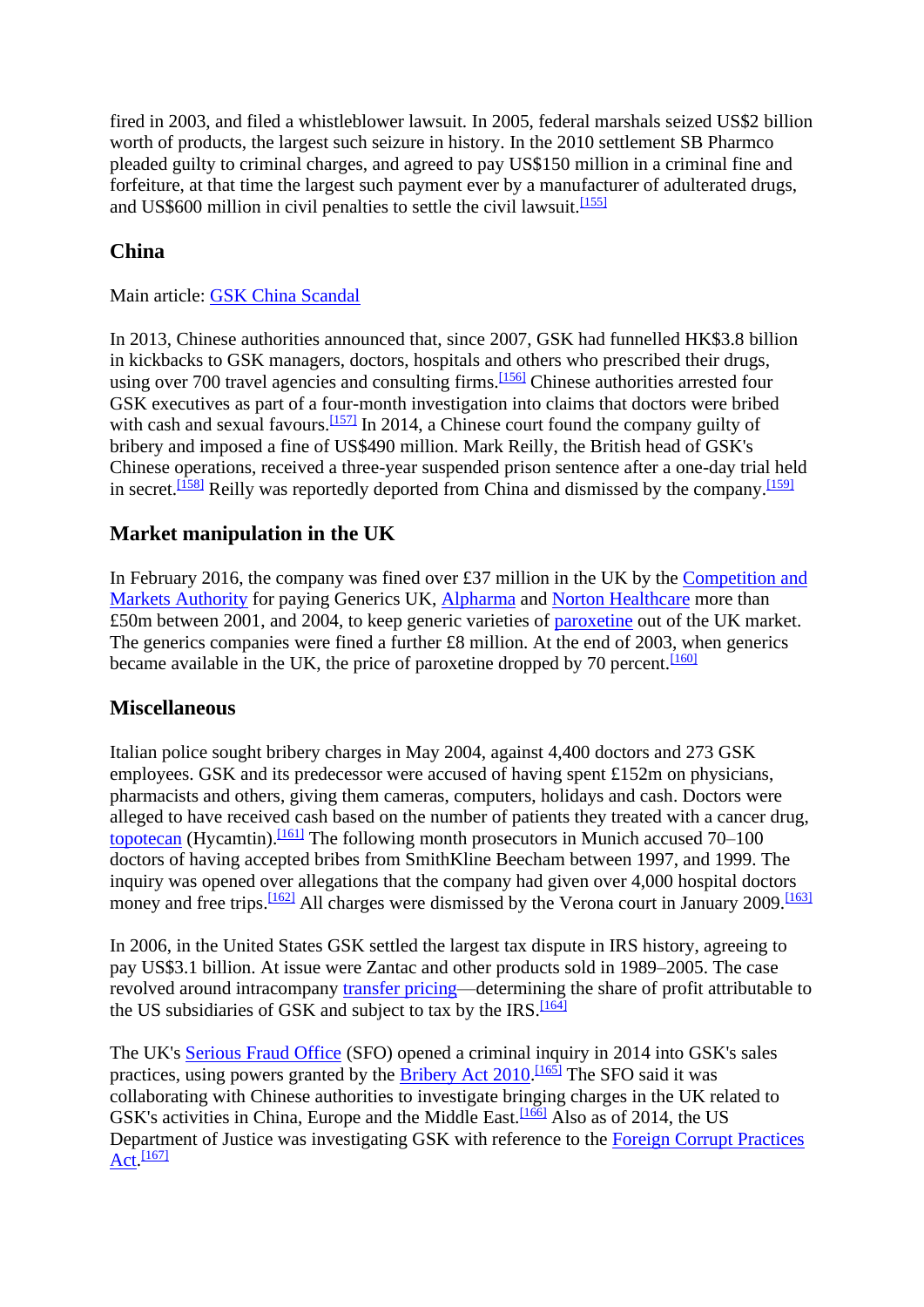fired in 2003, and filed a whistleblower lawsuit. In 2005, federal marshals seized US$2 billion worth of products, the largest such seizure in history. In the 2010 settlement SB Pharmco pleaded guilty to criminal charges, and agreed to pay US$150 million in a criminal fine and forfeiture, at that time the largest such payment ever by a manufacturer of adulterated drugs, and US$600 million in civil penalties to settle the civil lawsuit.[155]

## China

Main article: GSK China Scandal

In 2013, Chinese authorities announced that, since 2007, GSK had funnelled HK$3.8 billion in kickbacks to GSK managers, doctors, hospitals and others who prescribed their drugs, using over 700 travel agencies and consulting firms.[156] Chinese authorities arrested four GSK executives as part of a four-month investigation into claims that doctors were bribed with cash and sexual favours.[157] In 2014, a Chinese court found the company guilty of bribery and imposed a fine of US$490 million. Mark Reilly, the British head of GSK's Chinese operations, received a three-year suspended prison sentence after a one-day trial held in secret.[158] Reilly was reportedly deported from China and dismissed by the company.[159]

## Market manipulation in the UK

In February 2016, the company was fined over £37 million in the UK by the Competition and Markets Authority for paying Generics UK, Alpharma and Norton Healthcare more than £50m between 2001, and 2004, to keep generic varieties of paroxetine out of the UK market. The generics companies were fined a further £8 million. At the end of 2003, when generics became available in the UK, the price of paroxetine dropped by 70 percent.[160]

## Miscellaneous

Italian police sought bribery charges in May 2004, against 4,400 doctors and 273 GSK employees. GSK and its predecessor were accused of having spent £152m on physicians, pharmacists and others, giving them cameras, computers, holidays and cash. Doctors were alleged to have received cash based on the number of patients they treated with a cancer drug, topotecan (Hycamtin).[161] The following month prosecutors in Munich accused 70–100 doctors of having accepted bribes from SmithKline Beecham between 1997, and 1999. The inquiry was opened over allegations that the company had given over 4,000 hospital doctors money and free trips.[162] All charges were dismissed by the Verona court in January 2009.[163]

In 2006, in the United States GSK settled the largest tax dispute in IRS history, agreeing to pay US$3.1 billion. At issue were Zantac and other products sold in 1989–2005. The case revolved around intracompany transfer pricing—determining the share of profit attributable to the US subsidiaries of GSK and subject to tax by the IRS.[164]

The UK's Serious Fraud Office (SFO) opened a criminal inquiry in 2014 into GSK's sales practices, using powers granted by the Bribery Act 2010.[165] The SFO said it was collaborating with Chinese authorities to investigate bringing charges in the UK related to GSK's activities in China, Europe and the Middle East.[166] Also as of 2014, the US Department of Justice was investigating GSK with reference to the Foreign Corrupt Practices Act.[167]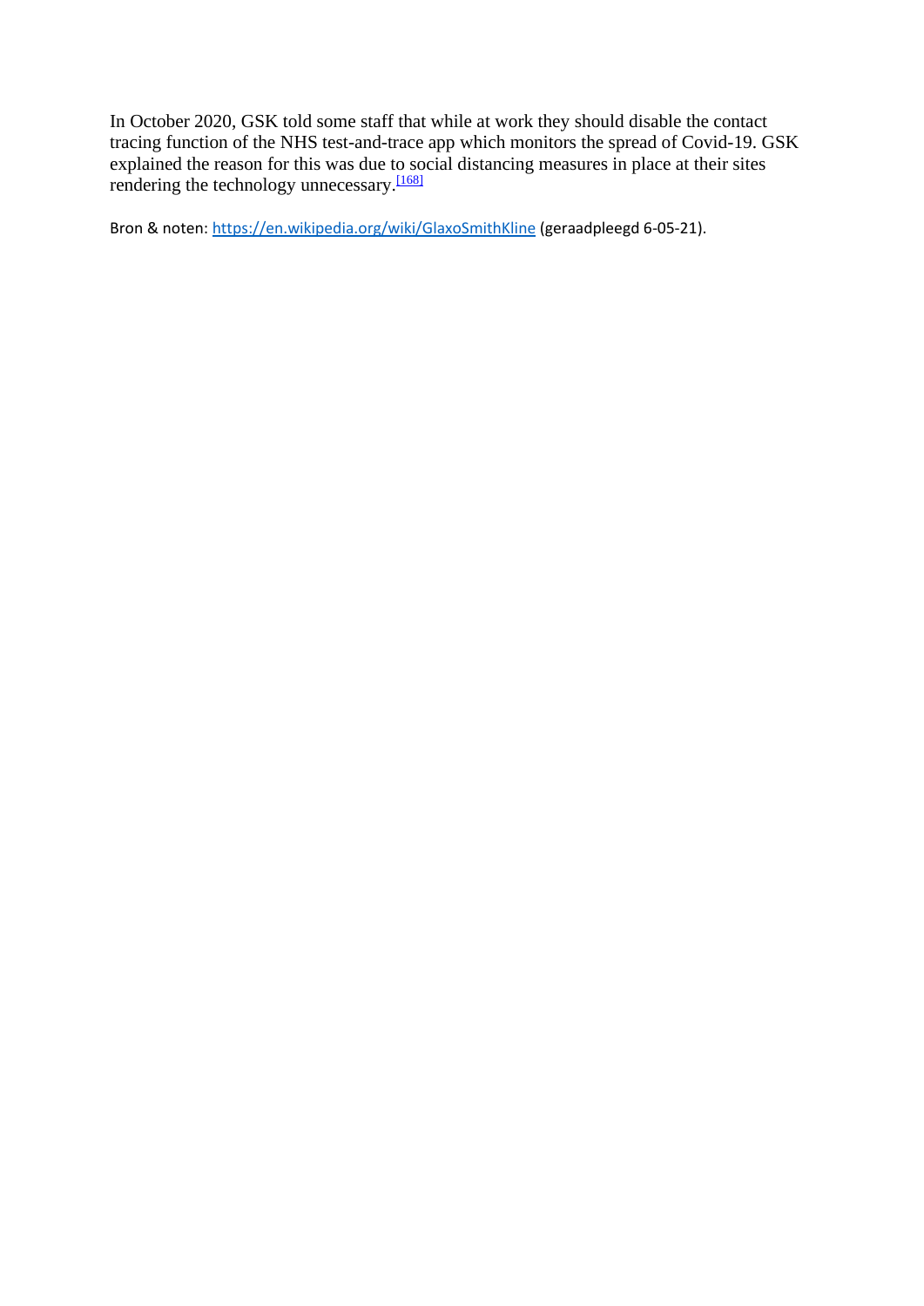In October 2020, GSK told some staff that while at work they should disable the contact tracing function of the NHS test-and-trace app which monitors the spread of Covid-19. GSK explained the reason for this was due to social distancing measures in place at their sites rendering the technology unnecessary.[168]

Bron & noten: https://en.wikipedia.org/wiki/GlaxoSmithKline (geraadpleegd 6-05-21).